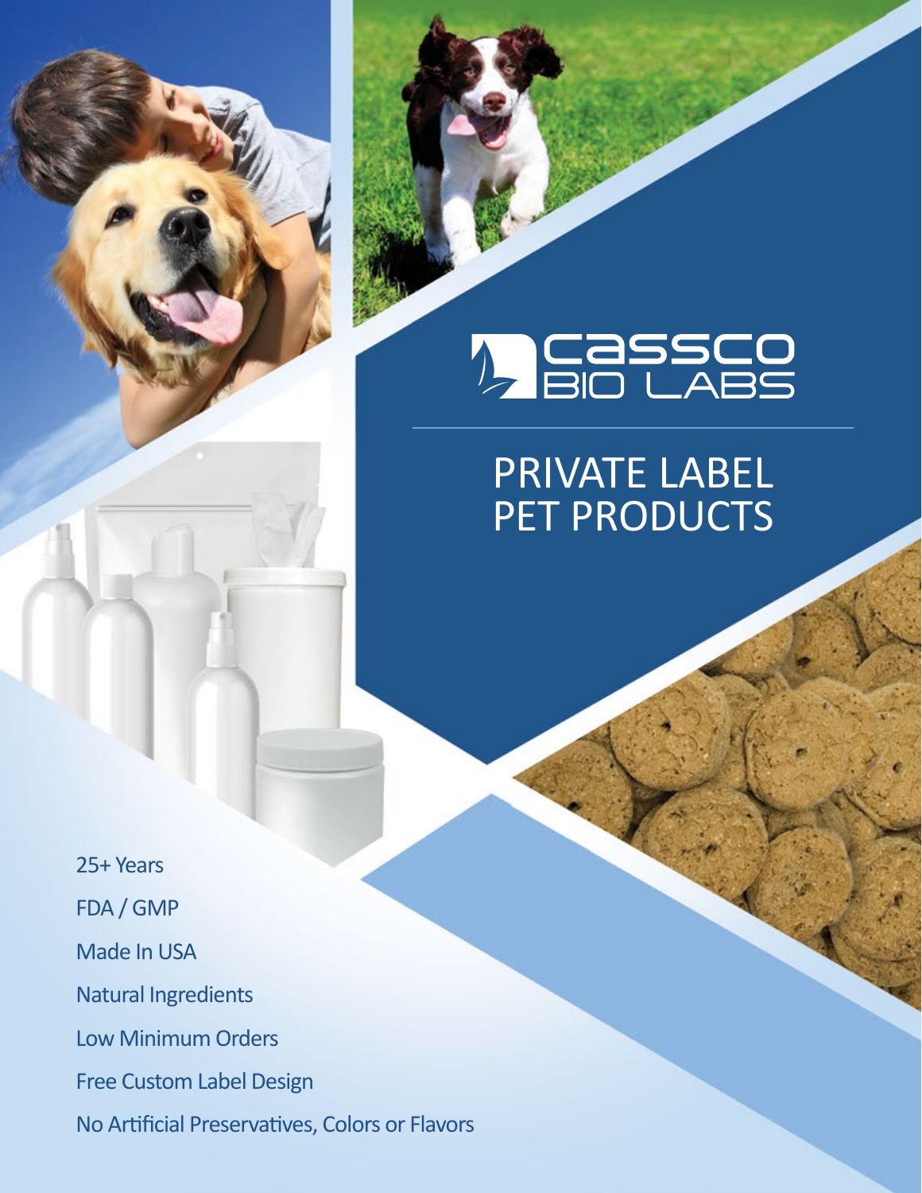# CASSCO BIO LABS

## PRIVATE LABEL PET PRODUCTS

25+ Years

FDA / GMP

Made In USA

Natural Ingredients

Low Minimum Orders

Free Custom Label Design

No Artificial Preservatives, Colors or Flavors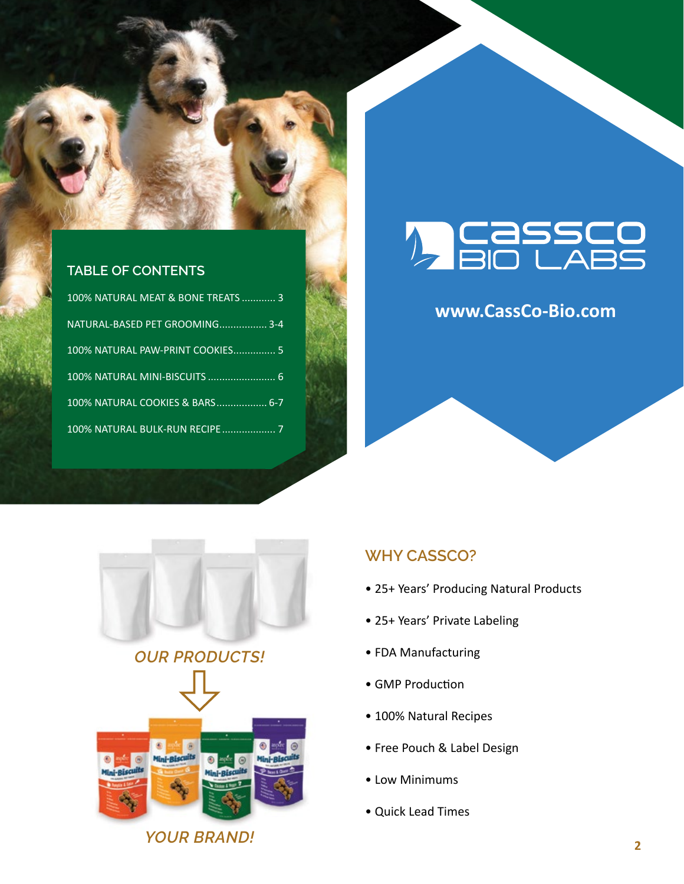## TABLE OF CONTENTS

- 100% NATURAL MEAT & BONE TREATS ............ 3
- NATURAL-BASED PET GROOMING................. 3-4
- 100% NATURAL PAW-PRINT COOKIES............... 5
- 100% NATURAL MINI-BISCUITS ........................ 6
- 100% NATURAL COOKIES & BARS.................. 6-7
- 100% NATURAL BULK-RUN RECIPE................... 7

# CASSCO BIO LABS

**www.CassCo-Bio.com**

*OUR PRODUCTS!*

*YOUR BRAND!*

## WHY CASSCO?

- 25+ Years' Producing Natural Products
- 25+ Years' Private Labeling
- FDA Manufacturing
- GMP Production
- 100% Natural Recipes
- Free Pouch & Label Design
- Low Minimums
- Quick Lead Times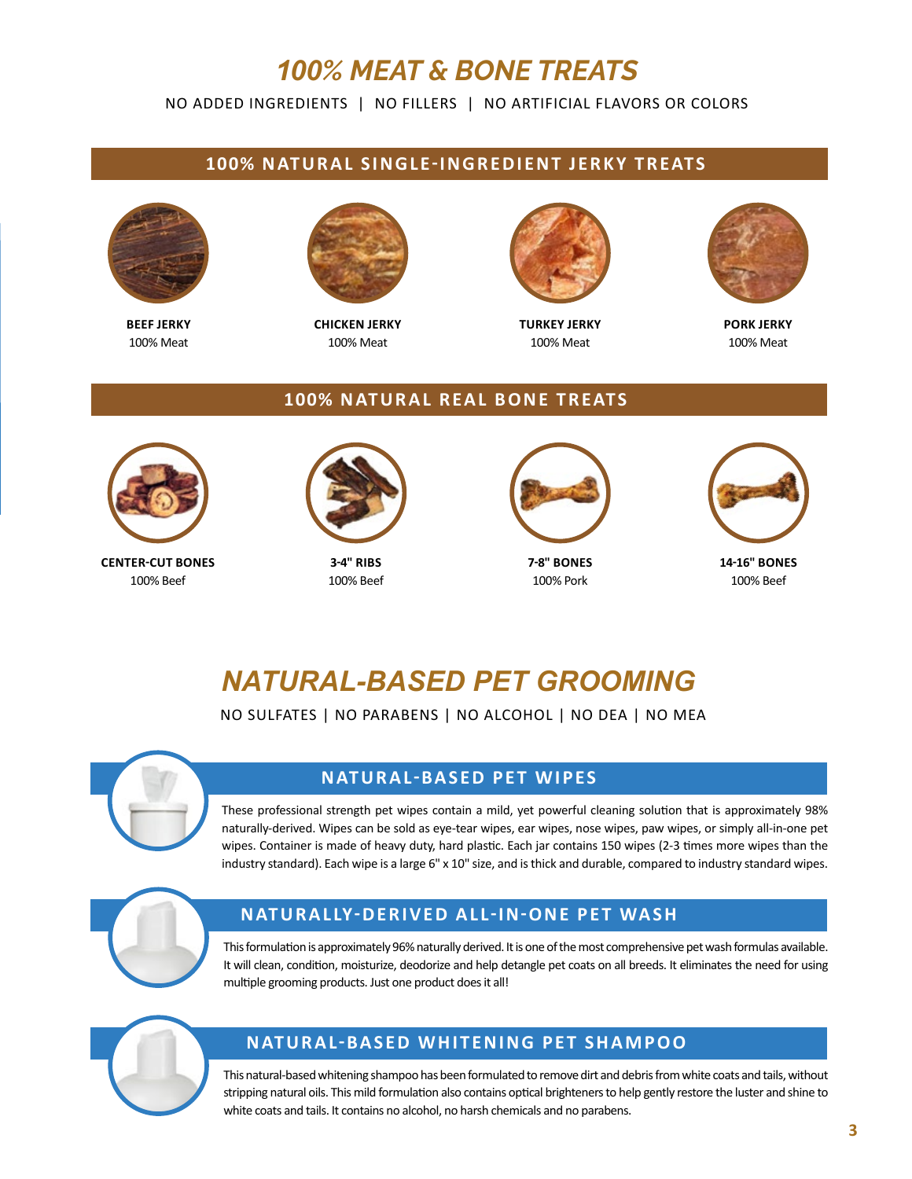# *100% MEAT & BONE TREATS*

NO ADDED INGREDIENTS | NO FILLERS | NO ARTIFICIAL FLAVORS OR COLORS

## 100% NATURAL SINGLE-INGREDIENT JERKY TREATS

**BEEF JERKY**
100% Meat

**CHICKEN JERKY**
100% Meat

**TURKEY JERKY**
100% Meat

**PORK JERKY**
100% Meat

## 100% NATURAL REAL BONE TREATS

**CENTER-CUT BONES**
100% Beef

**3-4" RIBS**
100% Beef

**7-8" BONES**
100% Pork

**14-16" BONES**
100% Beef

# *NATURAL-BASED PET GROOMING*

NO SULFATES | NO PARABENS | NO ALCOHOL | NO DEA | NO MEA

## NATURAL-BASED PET WIPES

These professional strength pet wipes contain a mild, yet powerful cleaning solution that is approximately 98% naturally-derived. Wipes can be sold as eye-tear wipes, ear wipes, nose wipes, paw wipes, or simply all-in-one pet wipes. Container is made of heavy duty, hard plastic. Each jar contains 150 wipes (2-3 times more wipes than the industry standard). Each wipe is a large 6" x 10" size, and is thick and durable, compared to industry standard wipes.

## NATURALLY-DERIVED ALL-IN-ONE PET WASH

This formulation is approximately 96% naturally derived. It is one of the most comprehensive pet wash formulas available. It will clean, condition, moisturize, deodorize and help detangle pet coats on all breeds. It eliminates the need for using multiple grooming products. Just one product does it all!

## NATURAL-BASED WHITENING PET SHAMPOO

This natural-based whitening shampoo has been formulated to remove dirt and debris from white coats and tails, without stripping natural oils. This mild formulation also contains optical brighteners to help gently restore the luster and shine to white coats and tails. It contains no alcohol, no harsh chemicals and no parabens.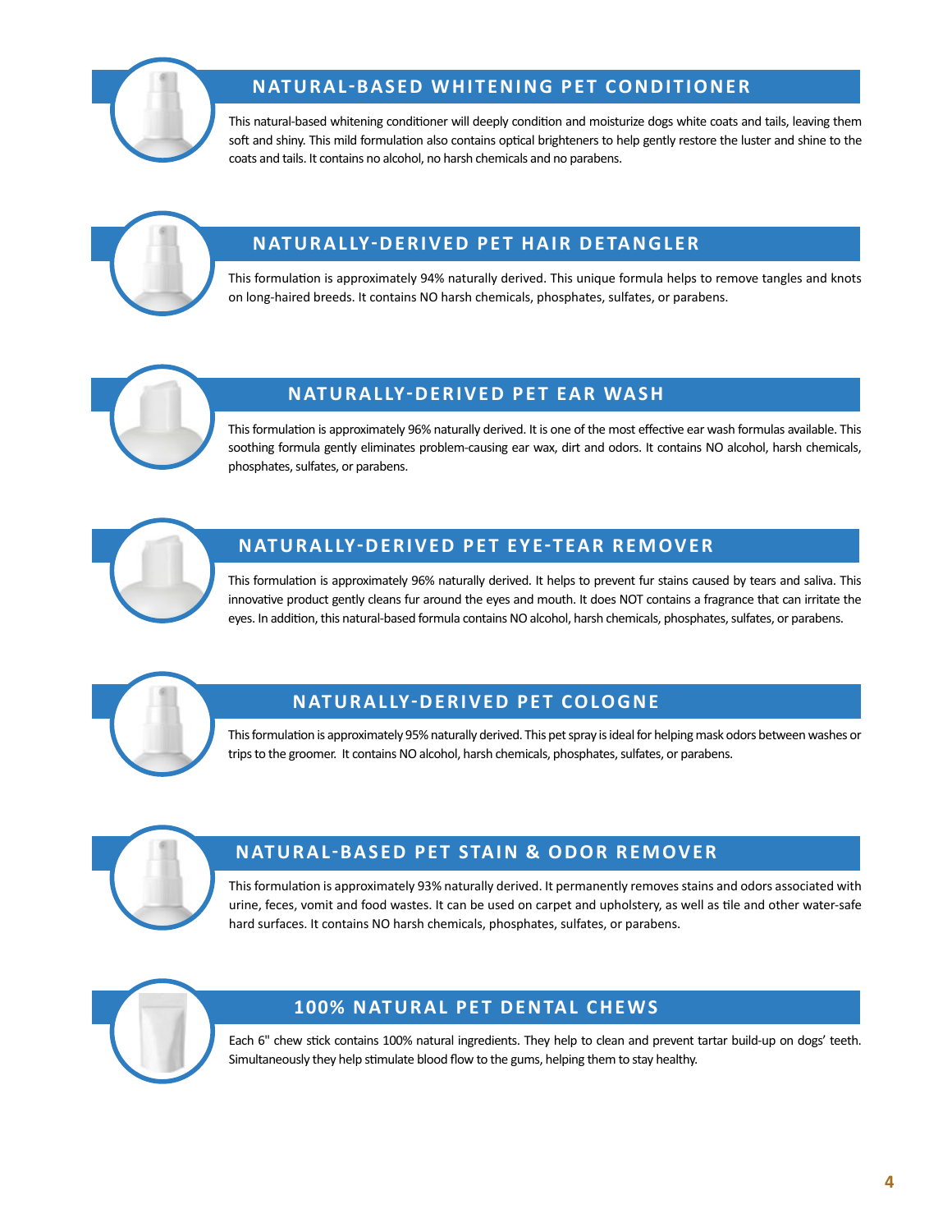## NATURAL-BASED WHITENING PET CONDITIONER

This natural-based whitening conditioner will deeply condition and moisturize dogs white coats and tails, leaving them soft and shiny. This mild formulation also contains optical brighteners to help gently restore the luster and shine to the coats and tails. It contains no alcohol, no harsh chemicals and no parabens.

## NATURALLY-DERIVED PET HAIR DETANGLER

This formulation is approximately 94% naturally derived. This unique formula helps to remove tangles and knots on long-haired breeds. It contains NO harsh chemicals, phosphates, sulfates, or parabens.

## NATURALLY-DERIVED PET EAR WASH

This formulation is approximately 96% naturally derived. It is one of the most effective ear wash formulas available. This soothing formula gently eliminates problem-causing ear wax, dirt and odors. It contains NO alcohol, harsh chemicals, phosphates, sulfates, or parabens.

## NATURALLY-DERIVED PET EYE-TEAR REMOVER

This formulation is approximately 96% naturally derived. It helps to prevent fur stains caused by tears and saliva. This innovative product gently cleans fur around the eyes and mouth. It does NOT contains a fragrance that can irritate the eyes. In addition, this natural-based formula contains NO alcohol, harsh chemicals, phosphates, sulfates, or parabens.

## NATURALLY-DERIVED PET COLOGNE

This formulation is approximately 95% naturally derived. This pet spray is ideal for helping mask odors between washes or trips to the groomer. It contains NO alcohol, harsh chemicals, phosphates, sulfates, or parabens.

## NATURAL-BASED PET STAIN & ODOR REMOVER

This formulation is approximately 93% naturally derived. It permanently removes stains and odors associated with urine, feces, vomit and food wastes. It can be used on carpet and upholstery, as well as tile and other water-safe hard surfaces. It contains NO harsh chemicals, phosphates, sulfates, or parabens.

## 100% NATURAL PET DENTAL CHEWS

Each 6" chew stick contains 100% natural ingredients. They help to clean and prevent tartar build-up on dogs' teeth. Simultaneously they help stimulate blood flow to the gums, helping them to stay healthy.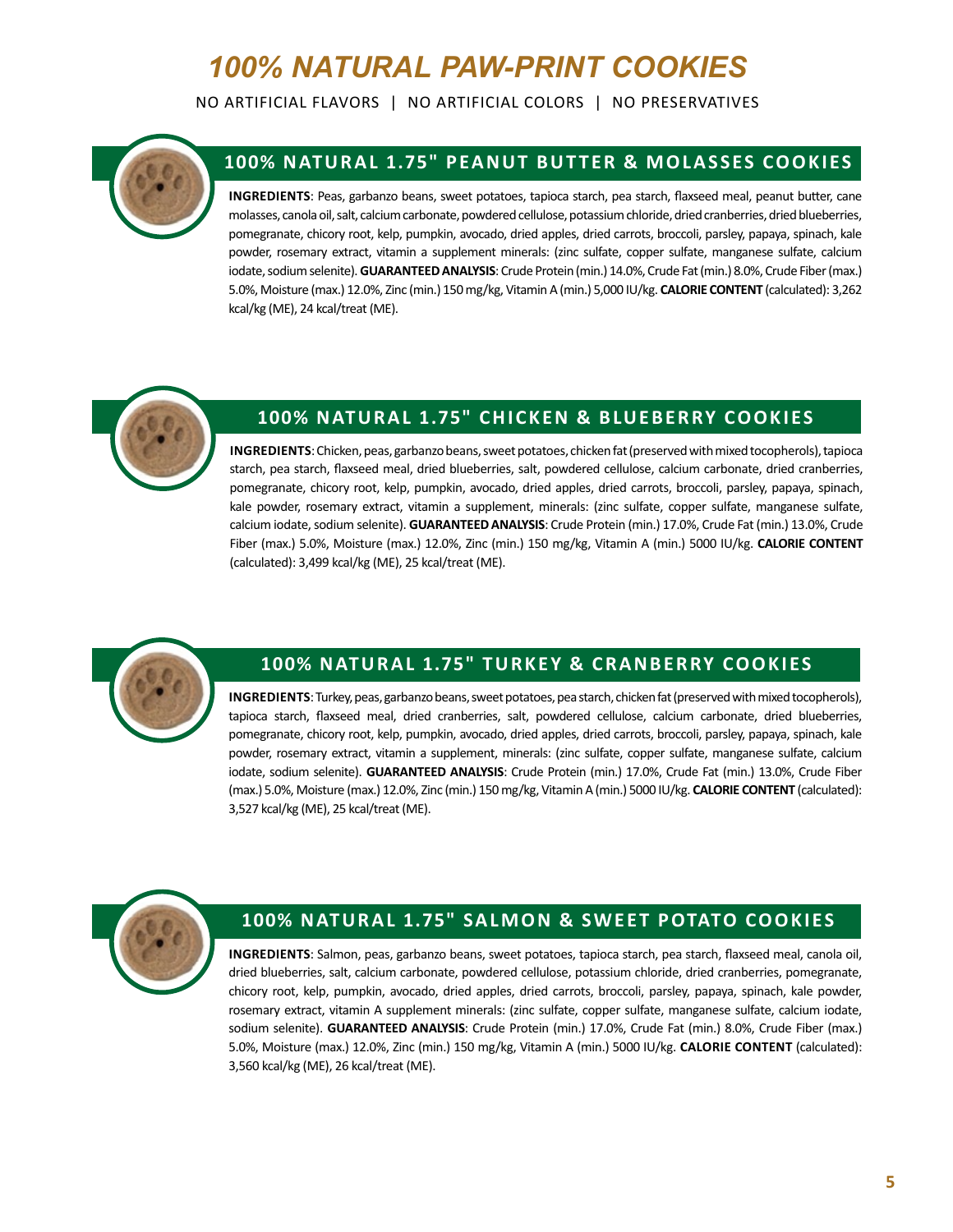# *100% NATURAL PAW-PRINT COOKIES*

NO ARTIFICIAL FLAVORS | NO ARTIFICIAL COLORS | NO PRESERVATIVES

## 100% NATURAL 1.75" PEANUT BUTTER & MOLASSES COOKIES

**INGREDIENTS**: Peas, garbanzo beans, sweet potatoes, tapioca starch, pea starch, flaxseed meal, peanut butter, cane molasses, canola oil, salt, calcium carbonate, powdered cellulose, potassium chloride, dried cranberries, dried blueberries, pomegranate, chicory root, kelp, pumpkin, avocado, dried apples, dried carrots, broccoli, parsley, papaya, spinach, kale powder, rosemary extract, vitamin a supplement minerals: (zinc sulfate, copper sulfate, manganese sulfate, calcium iodate, sodium selenite). **GUARANTEED ANALYSIS**: Crude Protein (min.) 14.0%, Crude Fat (min.) 8.0%, Crude Fiber (max.) 5.0%, Moisture (max.) 12.0%, Zinc (min.) 150 mg/kg, Vitamin A (min.) 5,000 IU/kg. **CALORIE CONTENT** (calculated): 3,262 kcal/kg (ME), 24 kcal/treat (ME).

## 100% NATURAL 1.75" CHICKEN & BLUEBERRY COOKIES

**INGREDIENTS**: Chicken, peas, garbanzo beans, sweet potatoes, chicken fat (preserved with mixed tocopherols), tapioca starch, pea starch, flaxseed meal, dried blueberries, salt, powdered cellulose, calcium carbonate, dried cranberries, pomegranate, chicory root, kelp, pumpkin, avocado, dried apples, dried carrots, broccoli, parsley, papaya, spinach, kale powder, rosemary extract, vitamin a supplement, minerals: (zinc sulfate, copper sulfate, manganese sulfate, calcium iodate, sodium selenite). **GUARANTEED ANALYSIS**: Crude Protein (min.) 17.0%, Crude Fat (min.) 13.0%, Crude Fiber (max.) 5.0%, Moisture (max.) 12.0%, Zinc (min.) 150 mg/kg, Vitamin A (min.) 5000 IU/kg. **CALORIE CONTENT** (calculated): 3,499 kcal/kg (ME), 25 kcal/treat (ME).

## 100% NATURAL 1.75" TURKEY & CRANBERRY COOKIES

**INGREDIENTS**: Turkey, peas, garbanzo beans, sweet potatoes, pea starch, chicken fat (preserved with mixed tocopherols), tapioca starch, flaxseed meal, dried cranberries, salt, powdered cellulose, calcium carbonate, dried blueberries, pomegranate, chicory root, kelp, pumpkin, avocado, dried apples, dried carrots, broccoli, parsley, papaya, spinach, kale powder, rosemary extract, vitamin a supplement, minerals: (zinc sulfate, copper sulfate, manganese sulfate, calcium iodate, sodium selenite). **GUARANTEED ANALYSIS**: Crude Protein (min.) 17.0%, Crude Fat (min.) 13.0%, Crude Fiber (max.) 5.0%, Moisture (max.) 12.0%, Zinc (min.) 150 mg/kg, Vitamin A (min.) 5000 IU/kg. **CALORIE CONTENT** (calculated): 3,527 kcal/kg (ME), 25 kcal/treat (ME).

## 100% NATURAL 1.75" SALMON & SWEET POTATO COOKIES

**INGREDIENTS**: Salmon, peas, garbanzo beans, sweet potatoes, tapioca starch, pea starch, flaxseed meal, canola oil, dried blueberries, salt, calcium carbonate, powdered cellulose, potassium chloride, dried cranberries, pomegranate, chicory root, kelp, pumpkin, avocado, dried apples, dried carrots, broccoli, parsley, papaya, spinach, kale powder, rosemary extract, vitamin A supplement minerals: (zinc sulfate, copper sulfate, manganese sulfate, calcium iodate, sodium selenite). **GUARANTEED ANALYSIS**: Crude Protein (min.) 17.0%, Crude Fat (min.) 8.0%, Crude Fiber (max.) 5.0%, Moisture (max.) 12.0%, Zinc (min.) 150 mg/kg, Vitamin A (min.) 5000 IU/kg. **CALORIE CONTENT** (calculated): 3,560 kcal/kg (ME), 26 kcal/treat (ME).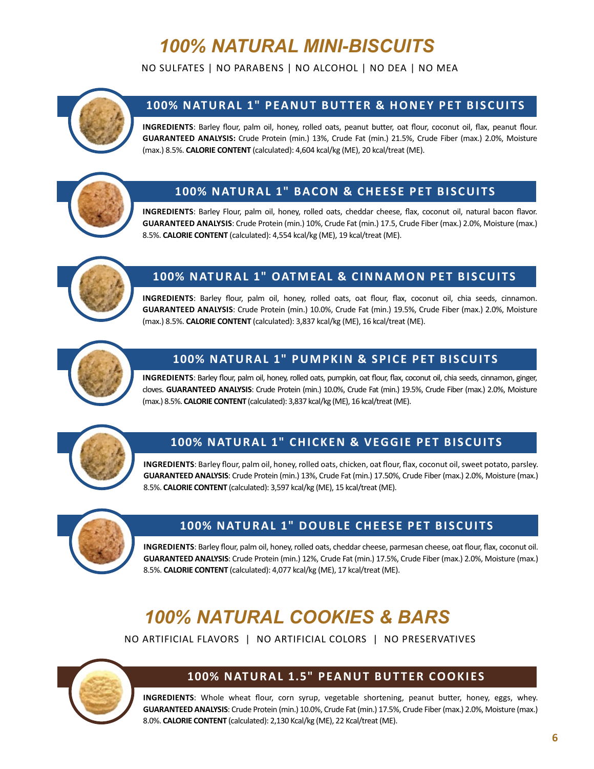# 100% NATURAL MINI-BISCUITS

NO SULFATES | NO PARABENS | NO ALCOHOL | NO DEA | NO MEA

## 100% NATURAL 1" PEANUT BUTTER & HONEY PET BISCUITS

**INGREDIENTS**: Barley flour, palm oil, honey, rolled oats, peanut butter, oat flour, coconut oil, flax, peanut flour. **GUARANTEED ANALYSIS:** Crude Protein (min.) 13%, Crude Fat (min.) 21.5%, Crude Fiber (max.) 2.0%, Moisture (max.) 8.5%. **CALORIE CONTENT** (calculated): 4,604 kcal/kg (ME), 20 kcal/treat (ME).

## 100% NATURAL 1" BACON & CHEESE PET BISCUITS

**INGREDIENTS**: Barley Flour, palm oil, honey, rolled oats, cheddar cheese, flax, coconut oil, natural bacon flavor. **GUARANTEED ANALYSIS**: Crude Protein (min.) 10%, Crude Fat (min.) 17.5, Crude Fiber (max.) 2.0%, Moisture (max.) 8.5%. **CALORIE CONTENT** (calculated): 4,554 kcal/kg (ME), 19 kcal/treat (ME).

## 100% NATURAL 1" OATMEAL & CINNAMON PET BISCUITS

**INGREDIENTS**: Barley flour, palm oil, honey, rolled oats, oat flour, flax, coconut oil, chia seeds, cinnamon. **GUARANTEED ANALYSIS**: Crude Protein (min.) 10.0%, Crude Fat (min.) 19.5%, Crude Fiber (max.) 2.0%, Moisture (max.) 8.5%. **CALORIE CONTENT** (calculated): 3,837 kcal/kg (ME), 16 kcal/treat (ME).

## 100% NATURAL 1" PUMPKIN & SPICE PET BISCUITS

**INGREDIENTS**: Barley flour, palm oil, honey, rolled oats, pumpkin, oat flour, flax, coconut oil, chia seeds, cinnamon, ginger, cloves. **GUARANTEED ANALYSIS**: Crude Protein (min.) 10.0%, Crude Fat (min.) 19.5%, Crude Fiber (max.) 2.0%, Moisture (max.) 8.5%. **CALORIE CONTENT** (calculated): 3,837 kcal/kg (ME), 16 kcal/treat (ME).

## 100% NATURAL 1" CHICKEN & VEGGIE PET BISCUITS

**INGREDIENTS**: Barley flour, palm oil, honey, rolled oats, chicken, oat flour, flax, coconut oil, sweet potato, parsley. **GUARANTEED ANALYSIS**: Crude Protein (min.) 13%, Crude Fat (min.) 17.50%, Crude Fiber (max.) 2.0%, Moisture (max.) 8.5%. **CALORIE CONTENT** (calculated): 3,597 kcal/kg (ME), 15 kcal/treat (ME).

## 100% NATURAL 1" DOUBLE CHEESE PET BISCUITS

**INGREDIENTS**: Barley flour, palm oil, honey, rolled oats, cheddar cheese, parmesan cheese, oat flour, flax, coconut oil. **GUARANTEED ANALYSIS**: Crude Protein (min.) 12%, Crude Fat (min.) 17.5%, Crude Fiber (max.) 2.0%, Moisture (max.) 8.5%. **CALORIE CONTENT** (calculated): 4,077 kcal/kg (ME), 17 kcal/treat (ME).

# 100% NATURAL COOKIES & BARS

NO ARTIFICIAL FLAVORS | NO ARTIFICIAL COLORS | NO PRESERVATIVES

## 100% NATURAL 1.5" PEANUT BUTTER COOKIES

**INGREDIENTS**: Whole wheat flour, corn syrup, vegetable shortening, peanut butter, honey, eggs, whey. **GUARANTEED ANALYSIS**: Crude Protein (min.) 10.0%, Crude Fat (min.) 17.5%, Crude Fiber (max.) 2.0%, Moisture (max.) 8.0%. **CALORIE CONTENT** (calculated): 2,130 Kcal/kg (ME), 22 Kcal/treat (ME).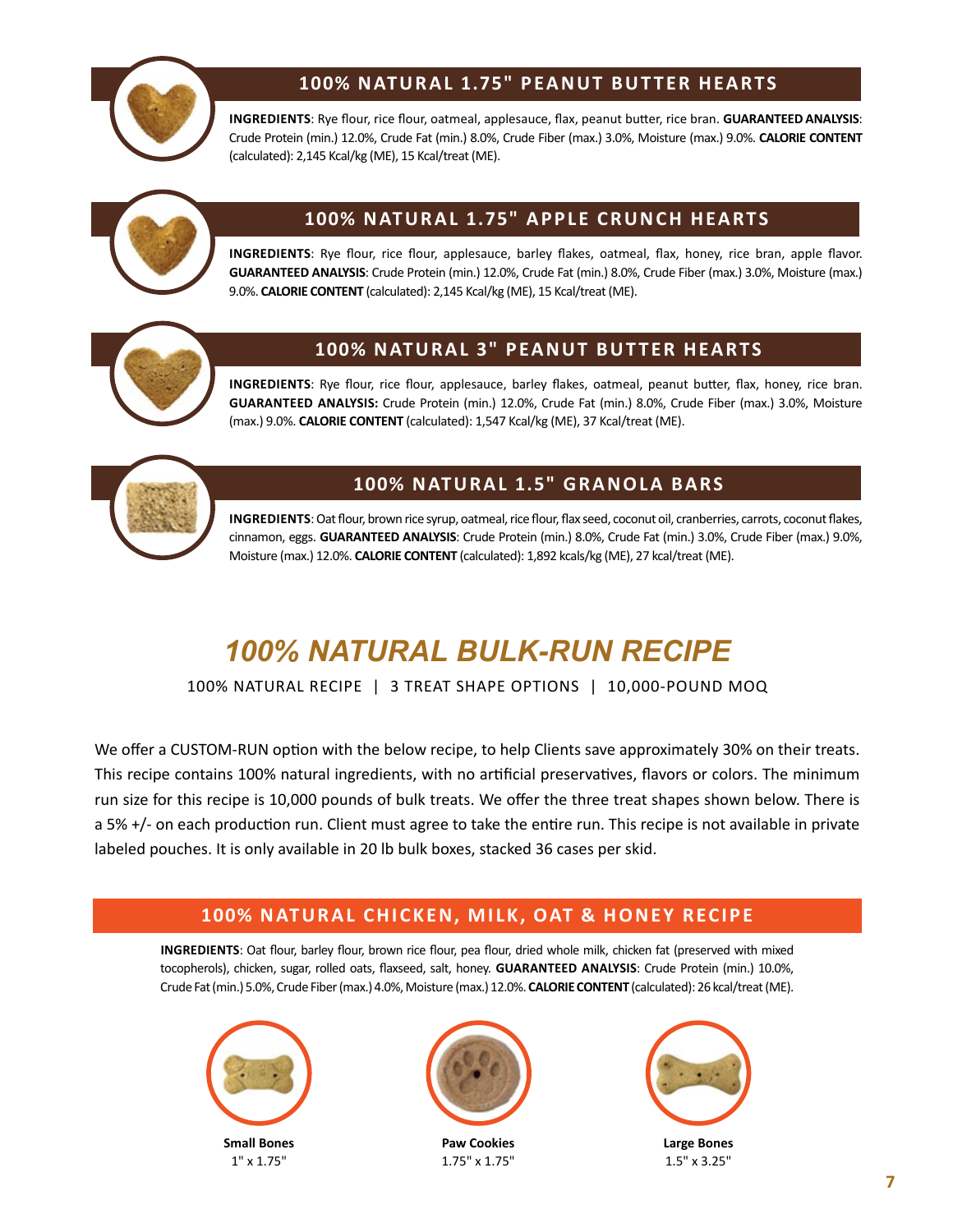## 100% NATURAL 1.75" PEANUT BUTTER HEARTS

**INGREDIENTS**: Rye flour, rice flour, oatmeal, applesauce, flax, peanut butter, rice bran. **GUARANTEED ANALYSIS**: Crude Protein (min.) 12.0%, Crude Fat (min.) 8.0%, Crude Fiber (max.) 3.0%, Moisture (max.) 9.0%. **CALORIE CONTENT** (calculated): 2,145 Kcal/kg (ME), 15 Kcal/treat (ME).

## 100% NATURAL 1.75" APPLE CRUNCH HEARTS

**INGREDIENTS**: Rye flour, rice flour, applesauce, barley flakes, oatmeal, flax, honey, rice bran, apple flavor. **GUARANTEED ANALYSIS**: Crude Protein (min.) 12.0%, Crude Fat (min.) 8.0%, Crude Fiber (max.) 3.0%, Moisture (max.) 9.0%. **CALORIE CONTENT** (calculated): 2,145 Kcal/kg (ME), 15 Kcal/treat (ME).

## 100% NATURAL 3" PEANUT BUTTER HEARTS

**INGREDIENTS**: Rye flour, rice flour, applesauce, barley flakes, oatmeal, peanut butter, flax, honey, rice bran. **GUARANTEED ANALYSIS:** Crude Protein (min.) 12.0%, Crude Fat (min.) 8.0%, Crude Fiber (max.) 3.0%, Moisture (max.) 9.0%. **CALORIE CONTENT** (calculated): 1,547 Kcal/kg (ME), 37 Kcal/treat (ME).

## 100% NATURAL 1.5" GRANOLA BARS

**INGREDIENTS**: Oat flour, brown rice syrup, oatmeal, rice flour, flax seed, coconut oil, cranberries, carrots, coconut flakes, cinnamon, eggs. **GUARANTEED ANALYSIS**: Crude Protein (min.) 8.0%, Crude Fat (min.) 3.0%, Crude Fiber (max.) 9.0%, Moisture (max.) 12.0%. **CALORIE CONTENT** (calculated): 1,892 kcals/kg (ME), 27 kcal/treat (ME).

# *100% NATURAL BULK-RUN RECIPE*

100% NATURAL RECIPE | 3 TREAT SHAPE OPTIONS | 10,000-POUND MOQ

We offer a CUSTOM-RUN option with the below recipe, to help Clients save approximately 30% on their treats. This recipe contains 100% natural ingredients, with no artificial preservatives, flavors or colors. The minimum run size for this recipe is 10,000 pounds of bulk treats. We offer the three treat shapes shown below. There is a 5% +/- on each production run. Client must agree to take the entire run. This recipe is not available in private labeled pouches. It is only available in 20 lb bulk boxes, stacked 36 cases per skid.

## 100% NATURAL CHICKEN, MILK, OAT & HONEY RECIPE

**INGREDIENTS**: Oat flour, barley flour, brown rice flour, pea flour, dried whole milk, chicken fat (preserved with mixed tocopherols), chicken, sugar, rolled oats, flaxseed, salt, honey. **GUARANTEED ANALYSIS**: Crude Protein (min.) 10.0%, Crude Fat (min.) 5.0%, Crude Fiber (max.) 4.0%, Moisture (max.) 12.0%. **CALORIE CONTENT** (calculated): 26 kcal/treat (ME).

**Small Bones**
1" x 1.75"

**Paw Cookies**
1.75" x 1.75"

**Large Bones**
1.5" x 3.25"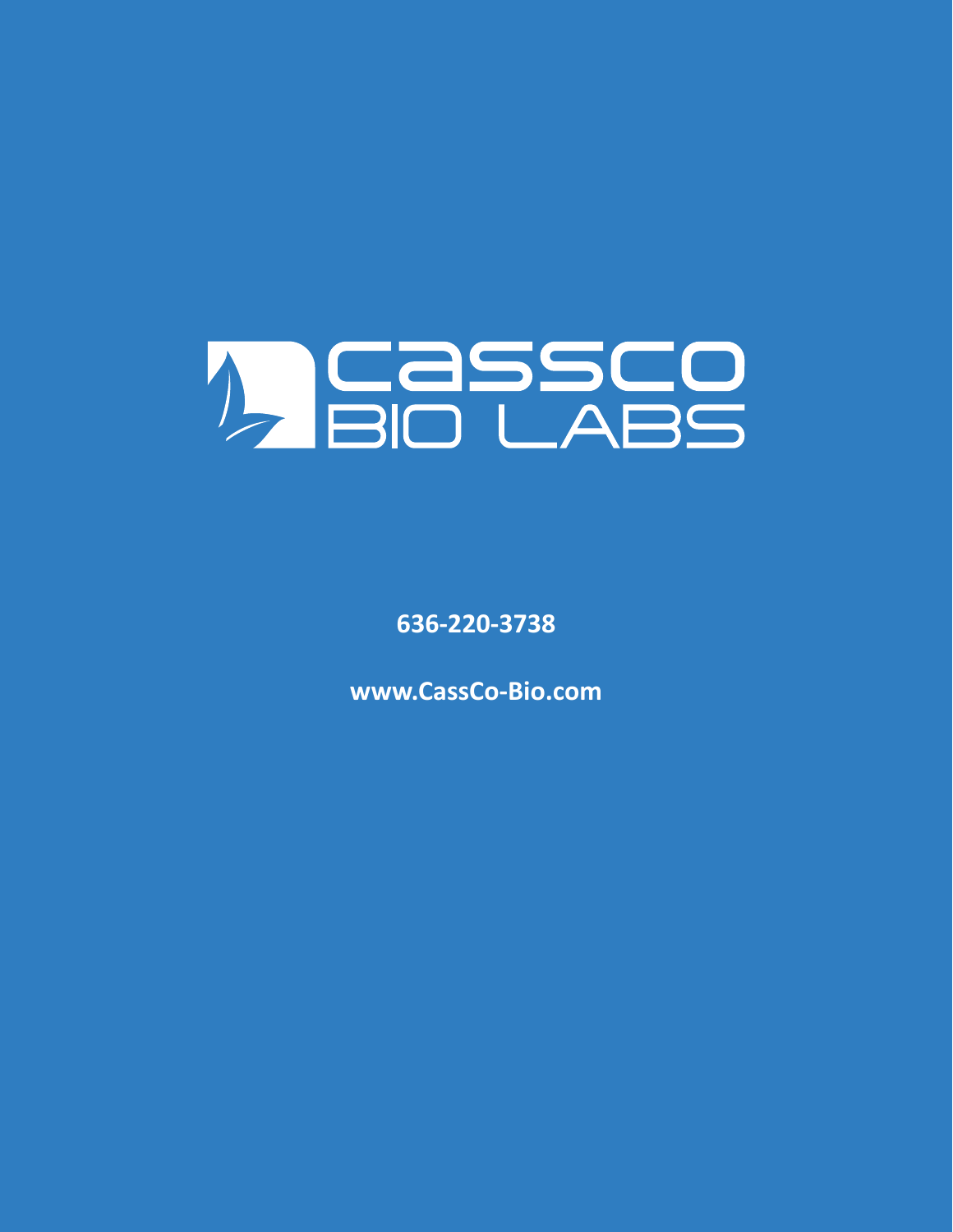CASSCO BIO LABS

**636-220-3738**

**www.CassCo-Bio.com**